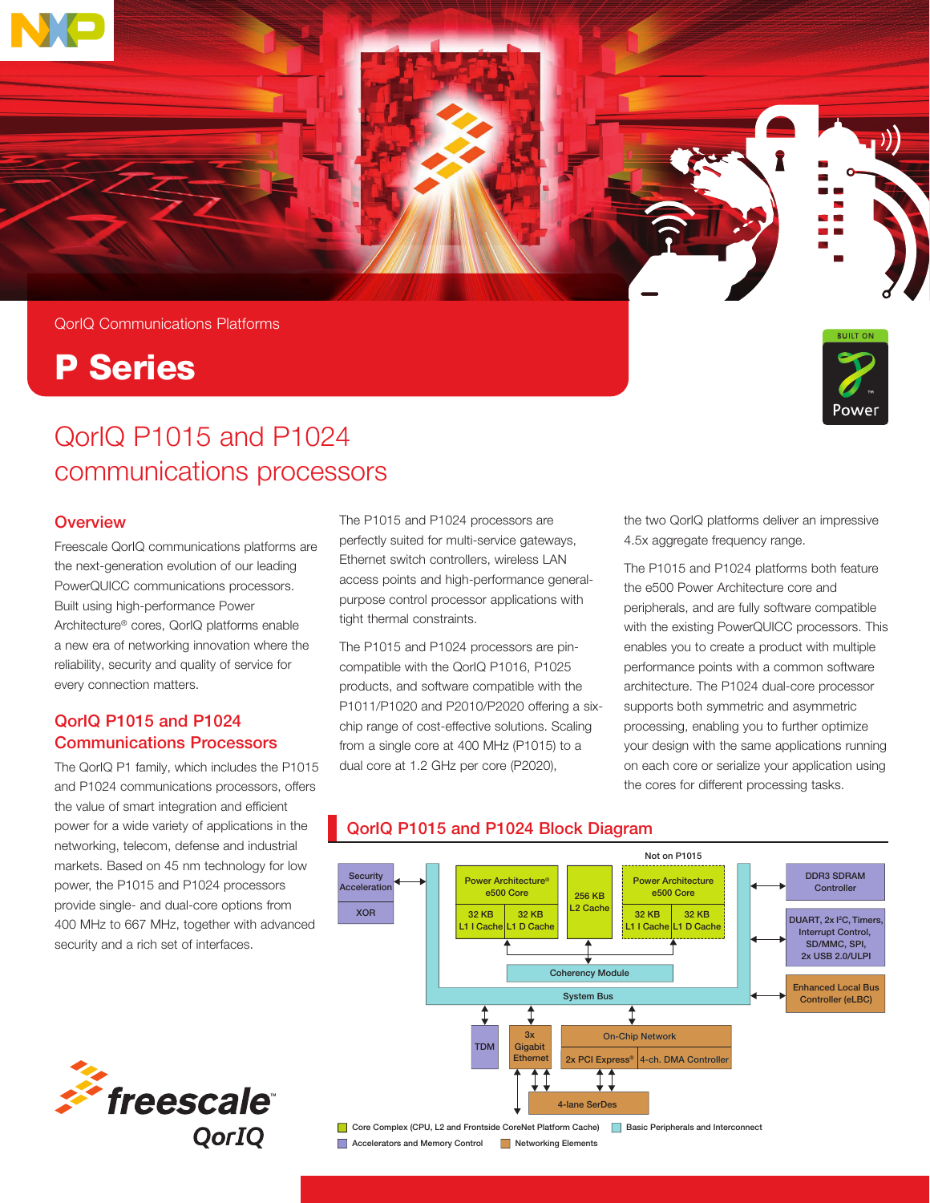QorIQ Communications Platforms

# P Series

## QorIQ P1015 and P1024 communications processors

### Overview

Freescale QorIQ communications platforms are the next-generation evolution of our leading PowerQUICC communications processors. Built using high-performance Power Architecture® cores, QorIQ platforms enable a new era of networking innovation where the reliability, security and quality of service for every connection matters.

### QorIQ P1015 and P1024 Communications Processors

The QorIQ P1 family, which includes the P1015 and P1024 communications processors, offers the value of smart integration and efficient power for a wide variety of applications in the networking, telecom, defense and industrial markets. Based on 45 nm technology for low power, the P1015 and P1024 processors provide single- and dual-core options from 400 MHz to 667 MHz, together with advanced security and a rich set of interfaces.

The P1015 and P1024 processors are perfectly suited for multi-service gateways, Ethernet switch controllers, wireless LAN access points and high-performance general-purpose control processor applications with tight thermal constraints.

The P1015 and P1024 processors are pin-compatible with the QorIQ P1016, P1025 products, and software compatible with the P1011/P1020 and P2010/P2020 offering a six-chip range of cost-effective solutions. Scaling from a single core at 400 MHz (P1015) to a dual core at 1.2 GHz per core (P2020), the two QorIQ platforms deliver an impressive 4.5x aggregate frequency range.

The P1015 and P1024 platforms both feature the e500 Power Architecture core and peripherals, and are fully software compatible with the existing PowerQUICC processors. This enables you to create a product with multiple performance points with a common software architecture. The P1024 dual-core processor supports both symmetric and asymmetric processing, enabling you to further optimize your design with the same applications running on each core or serialize your application using the cores for different processing tasks.

### QorIQ P1015 and P1024 Block Diagram

- Security Acceleration
- XOR
- Power Architecture® e500 Core — 32 KB L1 I Cache, 32 KB L1 D Cache
- 256 KB L2 Cache
- Power Architecture e500 Core — 32 KB L1 I Cache, 32 KB L1 D Cache (Not on P1015)
- Coherency Module
- System Bus
- DDR3 SDRAM Controller
- DUART, 2x I²C, Timers, Interrupt Control, SD/MMC, SPI, 2x USB 2.0/ULPI
- Enhanced Local Bus Controller (eLBC)
- TDM
- 3x Gigabit Ethernet
- On-Chip Network
- 2x PCI Express®
- 4-ch. DMA Controller
- 4-lane SerDes

Legend: Core Complex (CPU, L2 and Frontside CoreNet Platform Cache); Basic Peripherals and Interconnect; Accelerators and Memory Control; Networking Elements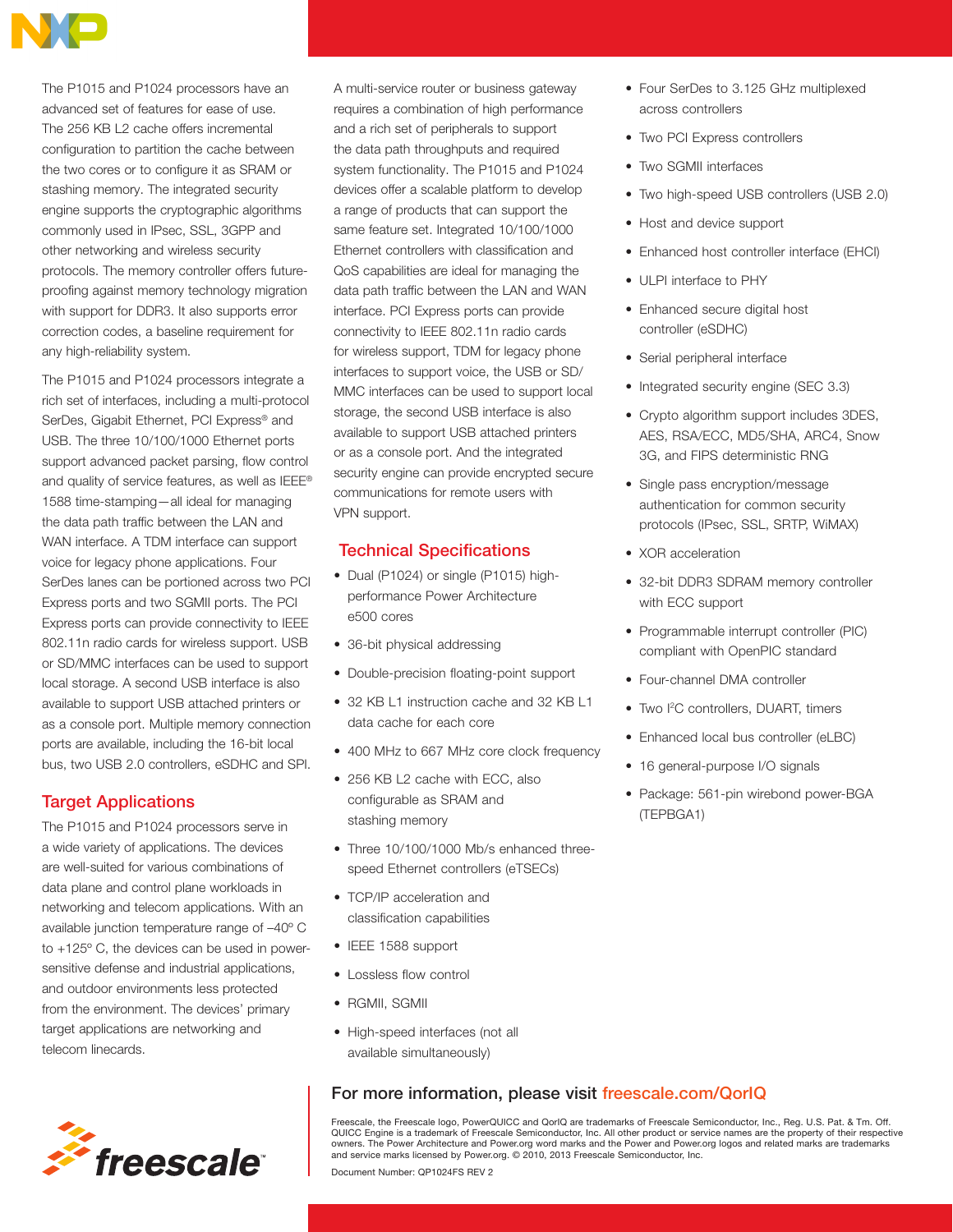The P1015 and P1024 processors have an advanced set of features for ease of use. The 256 KB L2 cache offers incremental configuration to partition the cache between the two cores or to configure it as SRAM or stashing memory. The integrated security engine supports the cryptographic algorithms commonly used in IPsec, SSL, 3GPP and other networking and wireless security protocols. The memory controller offers future-proofing against memory technology migration with support for DDR3. It also supports error correction codes, a baseline requirement for any high-reliability system.

The P1015 and P1024 processors integrate a rich set of interfaces, including a multi-protocol SerDes, Gigabit Ethernet, PCI Express® and USB. The three 10/100/1000 Ethernet ports support advanced packet parsing, flow control and quality of service features, as well as IEEE® 1588 time-stamping—all ideal for managing the data path traffic between the LAN and WAN interface. A TDM interface can support voice for legacy phone applications. Four SerDes lanes can be portioned across two PCI Express ports and two SGMII ports. The PCI Express ports can provide connectivity to IEEE 802.11n radio cards for wireless support. USB or SD/MMC interfaces can be used to support local storage. A second USB interface is also available to support USB attached printers or as a console port. Multiple memory connection ports are available, including the 16-bit local bus, two USB 2.0 controllers, eSDHC and SPI.

## Target Applications

The P1015 and P1024 processors serve in a wide variety of applications. The devices are well-suited for various combinations of data plane and control plane workloads in networking and telecom applications. With an available junction temperature range of –40º C to +125º C, the devices can be used in power-sensitive defense and industrial applications, and outdoor environments less protected from the environment. The devices' primary target applications are networking and telecom linecards.

A multi-service router or business gateway requires a combination of high performance and a rich set of peripherals to support the data path throughputs and required system functionality. The P1015 and P1024 devices offer a scalable platform to develop a range of products that can support the same feature set. Integrated 10/100/1000 Ethernet controllers with classification and QoS capabilities are ideal for managing the data path traffic between the LAN and WAN interface. PCI Express ports can provide connectivity to IEEE 802.11n radio cards for wireless support, TDM for legacy phone interfaces to support voice, the USB or SD/MMC interfaces can be used to support local storage, the second USB interface is also available to support USB attached printers or as a console port. And the integrated security engine can provide encrypted secure communications for remote users with VPN support.

## Technical Specifications

- Dual (P1024) or single (P1015) high-performance Power Architecture e500 cores
- 36-bit physical addressing
- Double-precision floating-point support
- 32 KB L1 instruction cache and 32 KB L1 data cache for each core
- 400 MHz to 667 MHz core clock frequency
- 256 KB L2 cache with ECC, also configurable as SRAM and stashing memory
- Three 10/100/1000 Mb/s enhanced three-speed Ethernet controllers (eTSECs)
- TCP/IP acceleration and classification capabilities
- IEEE 1588 support
- Lossless flow control
- RGMII, SGMII
- High-speed interfaces (not all available simultaneously)
- Four SerDes to 3.125 GHz multiplexed across controllers
- Two PCI Express controllers
- Two SGMII interfaces
- Two high-speed USB controllers (USB 2.0)
- Host and device support
- Enhanced host controller interface (EHCI)
- ULPI interface to PHY
- Enhanced secure digital host controller (eSDHC)
- Serial peripheral interface
- Integrated security engine (SEC 3.3)
- Crypto algorithm support includes 3DES, AES, RSA/ECC, MD5/SHA, ARC4, Snow 3G, and FIPS deterministic RNG
- Single pass encryption/message authentication for common security protocols (IPsec, SSL, SRTP, WiMAX)
- XOR acceleration
- 32-bit DDR3 SDRAM memory controller with ECC support
- Programmable interrupt controller (PIC) compliant with OpenPIC standard
- Four-channel DMA controller
- Two I²C controllers, DUART, timers
- Enhanced local bus controller (eLBC)
- 16 general-purpose I/O signals
- Package: 561-pin wirebond power-BGA (TEPBGA1)

### For more information, please visit freescale.com/QorIQ

Freescale, the Freescale logo, PowerQUICC and QorIQ are trademarks of Freescale Semiconductor, Inc., Reg. U.S. Pat. & Tm. Off. QUICC Engine is a trademark of Freescale Semiconductor, Inc. All other product or service names are the property of their respective owners. The Power Architecture and Power.org word marks and the Power and Power.org logos and related marks are trademarks and service marks licensed by Power.org. © 2010, 2013 Freescale Semiconductor, Inc.

Document Number: QP1024FS REV 2